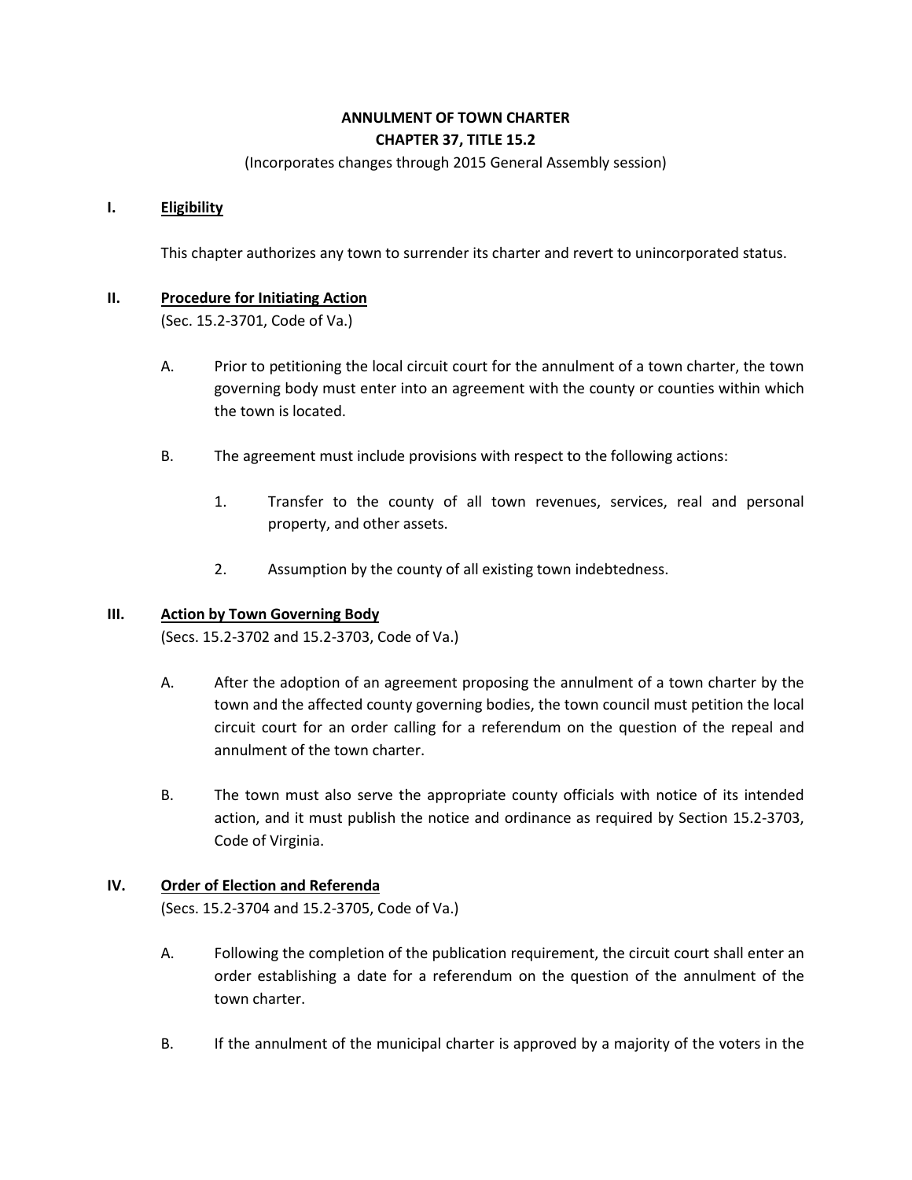# ANNULMENT OF TOWN CHARTER
# CHAPTER 37, TITLE 15.2

(Incorporates changes through 2015 General Assembly session)

## I. <u>Eligibility</u>

This chapter authorizes any town to surrender its charter and revert to unincorporated status.

## II. <u>Procedure for Initiating Action</u>

(Sec. 15.2-3701, Code of Va.)

A. Prior to petitioning the local circuit court for the annulment of a town charter, the town governing body must enter into an agreement with the county or counties within which the town is located.

B. The agreement must include provisions with respect to the following actions:

1. Transfer to the county of all town revenues, services, real and personal property, and other assets.

2. Assumption by the county of all existing town indebtedness.

## III. <u>Action by Town Governing Body</u>

(Secs. 15.2-3702 and 15.2-3703, Code of Va.)

A. After the adoption of an agreement proposing the annulment of a town charter by the town and the affected county governing bodies, the town council must petition the local circuit court for an order calling for a referendum on the question of the repeal and annulment of the town charter.

B. The town must also serve the appropriate county officials with notice of its intended action, and it must publish the notice and ordinance as required by Section 15.2-3703, Code of Virginia.

## IV. <u>Order of Election and Referenda</u>

(Secs. 15.2-3704 and 15.2-3705, Code of Va.)

A. Following the completion of the publication requirement, the circuit court shall enter an order establishing a date for a referendum on the question of the annulment of the town charter.

B. If the annulment of the municipal charter is approved by a majority of the voters in the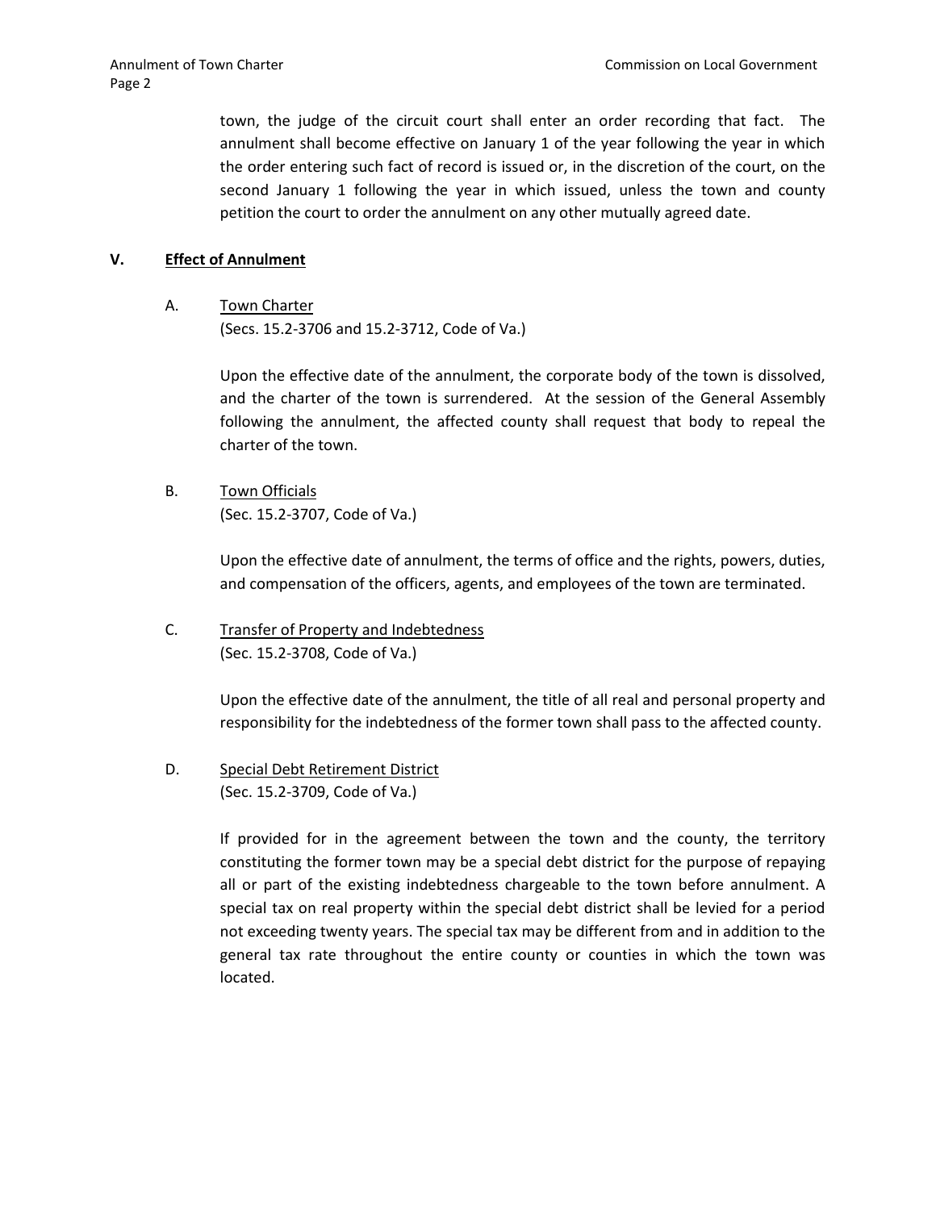town, the judge of the circuit court shall enter an order recording that fact. The annulment shall become effective on January 1 of the year following the year in which the order entering such fact of record is issued or, in the discretion of the court, on the second January 1 following the year in which issued, unless the town and county petition the court to order the annulment on any other mutually agreed date.

## V. Effect of Annulment

### A. Town Charter

(Secs. 15.2-3706 and 15.2-3712, Code of Va.)

Upon the effective date of the annulment, the corporate body of the town is dissolved, and the charter of the town is surrendered. At the session of the General Assembly following the annulment, the affected county shall request that body to repeal the charter of the town.

### B. Town Officials

(Sec. 15.2-3707, Code of Va.)

Upon the effective date of annulment, the terms of office and the rights, powers, duties, and compensation of the officers, agents, and employees of the town are terminated.

### C. Transfer of Property and Indebtedness

(Sec. 15.2-3708, Code of Va.)

Upon the effective date of the annulment, the title of all real and personal property and responsibility for the indebtedness of the former town shall pass to the affected county.

### D. Special Debt Retirement District

(Sec. 15.2-3709, Code of Va.)

If provided for in the agreement between the town and the county, the territory constituting the former town may be a special debt district for the purpose of repaying all or part of the existing indebtedness chargeable to the town before annulment. A special tax on real property within the special debt district shall be levied for a period not exceeding twenty years. The special tax may be different from and in addition to the general tax rate throughout the entire county or counties in which the town was located.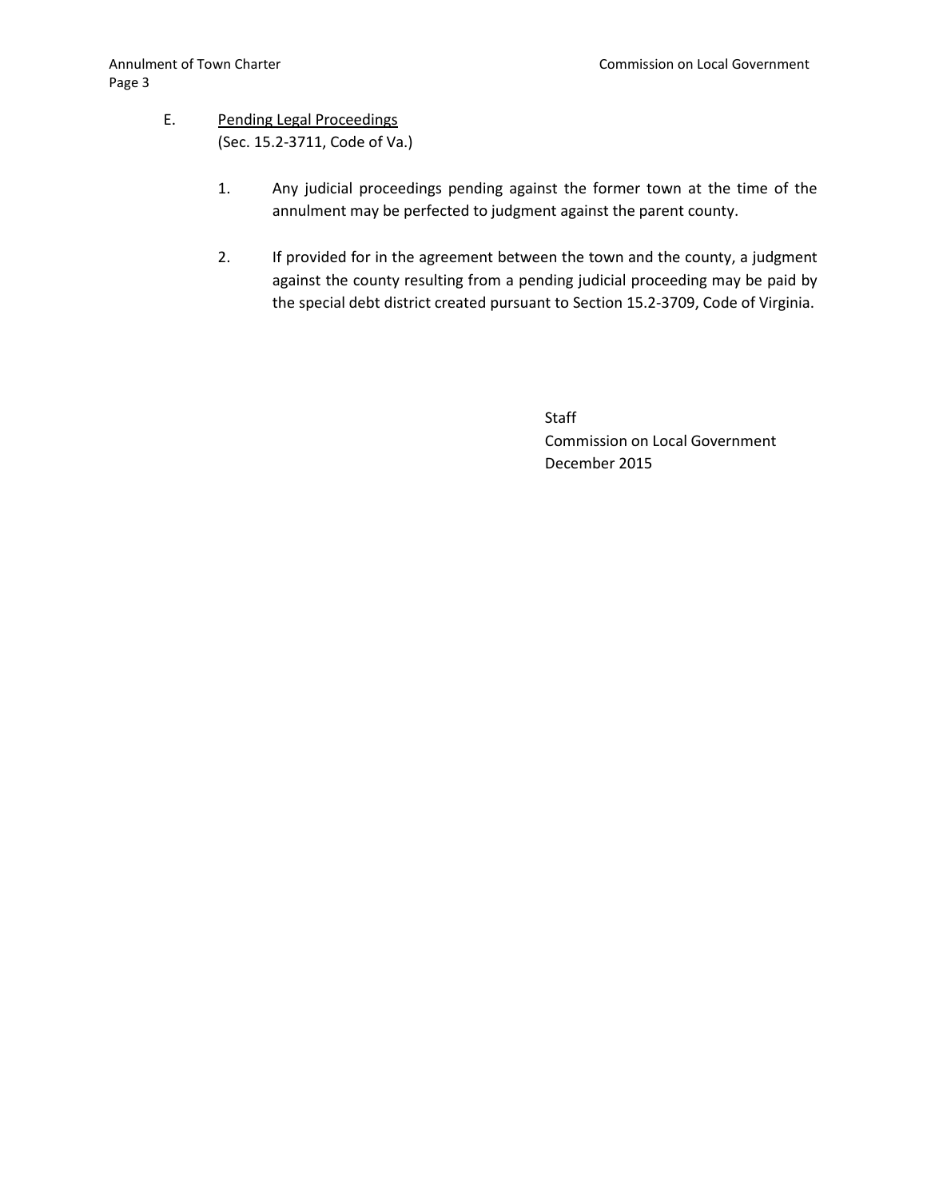E. <u>Pending Legal Proceedings</u>
(Sec. 15.2-3711, Code of Va.)

1. Any judicial proceedings pending against the former town at the time of the annulment may be perfected to judgment against the parent county.

2. If provided for in the agreement between the town and the county, a judgment against the county resulting from a pending judicial proceeding may be paid by the special debt district created pursuant to Section 15.2-3709, Code of Virginia.

Staff
Commission on Local Government
December 2015